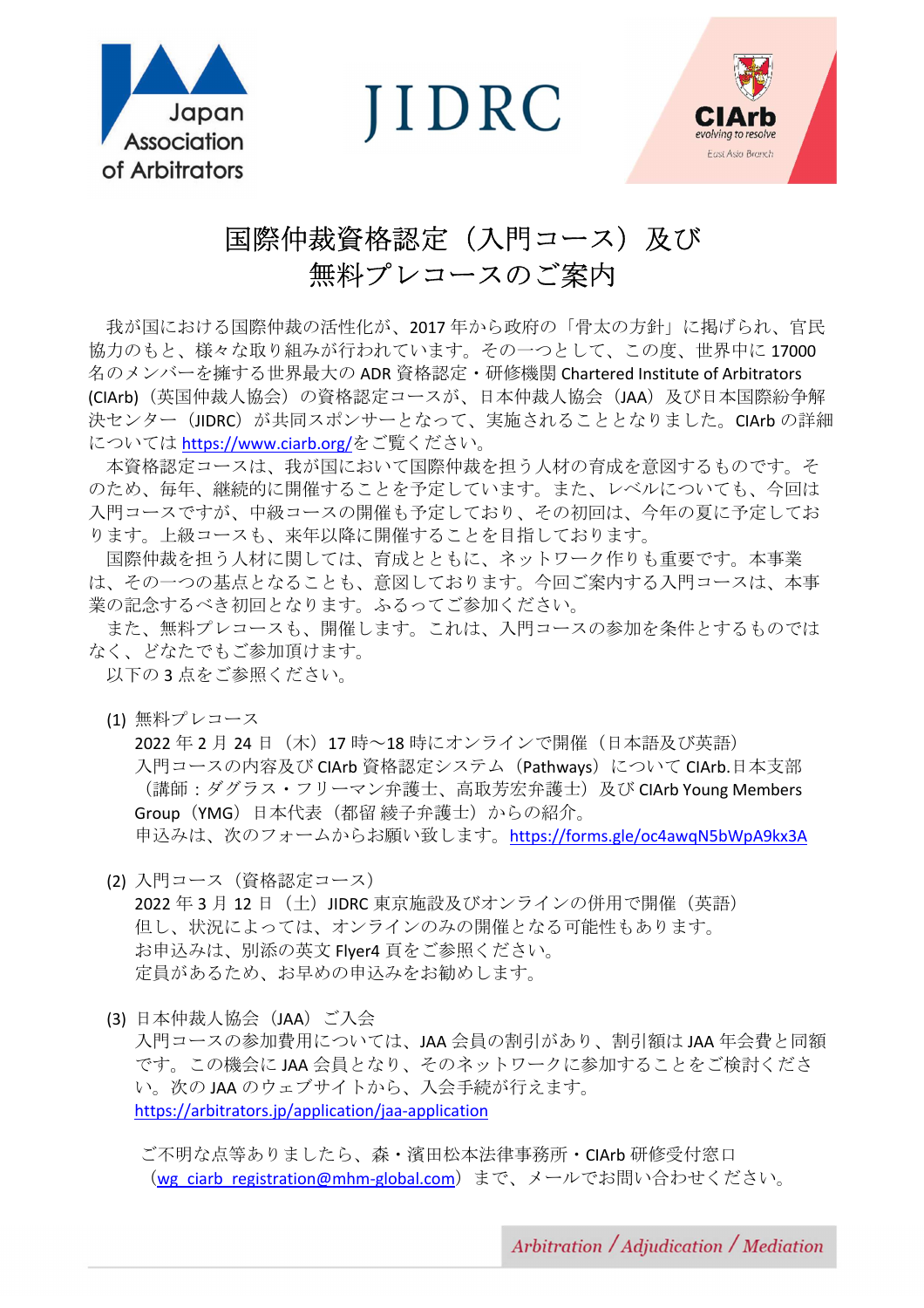Japan Association of Arbitrators

JIDRC

CIArb evolving to resolve East Asia Branch

# 国際仲裁資格認定（入門コース）及び無料プレコースのご案内

我が国における国際仲裁の活性化が、2017 年から政府の「骨太の方針」に掲げられ、官民協力のもと、様々な取り組みが行われています。その一つとして、この度、世界中に 17000 名のメンバーを擁する世界最大の ADR 資格認定・研修機関 Chartered Institute of Arbitrators (CIArb)（英国仲裁人協会）の資格認定コースが、日本仲裁人協会（JAA）及び日本国際紛争解決センター（JIDRC）が共同スポンサーとなって、実施されることとなりました。CIArb の詳細については https://www.ciarb.org/をご覧ください。

本資格認定コースは、我が国において国際仲裁を担う人材の育成を意図するものです。そのため、毎年、継続的に開催することを予定しています。また、レベルについても、今回は入門コースですが、中級コースの開催も予定しており、その初回は、今年の夏に予定しております。上級コースも、来年以降に開催することを目指しております。

国際仲裁を担う人材に関しては、育成とともに、ネットワーク作りも重要です。本事業は、その一つの基点となることも、意図しております。今回ご案内する入門コースは、本事業の記念するべき初回となります。ふるってご参加ください。

また、無料プレコースも、開催します。これは、入門コースの参加を条件とするものではなく、どなたでもご参加頂けます。

以下の 3 点をご参照ください。

(1) 無料プレコース
2022 年 2 月 24 日（木）17 時～18 時にオンラインで開催（日本語及び英語）
入門コースの内容及び CIArb 資格認定システム（Pathways）について CIArb.日本支部（講師：ダグラス・フリーマン弁護士、高取芳宏弁護士）及び CIArb Young Members Group（YMG）日本代表（都留 綾子弁護士）からの紹介。
申込みは、次のフォームからお願い致します。https://forms.gle/oc4awqN5bWpA9kx3A

(2) 入門コース（資格認定コース）
2022 年 3 月 12 日（土）JIDRC 東京施設及びオンラインの併用で開催（英語）
但し、状況によっては、オンラインのみの開催となる可能性もあります。
お申込みは、別添の英文 Flyer4 頁をご参照ください。
定員があるため、お早めの申込みをお勧めします。

(3) 日本仲裁人協会（JAA）ご入会
入門コースの参加費用については、JAA 会員の割引があり、割引額は JAA 年会費と同額です。この機会に JAA 会員となり、そのネットワークに参加することをご検討ください。次の JAA のウェブサイトから、入会手続が行えます。
https://arbitrators.jp/application/jaa-application

ご不明な点等ありましたら、森・濱田松本法律事務所・CIArb 研修受付窓口（wg_ciarb_registration@mhm-global.com）まで、メールでお問い合わせください。

*Arbitration / Adjudication / Mediation*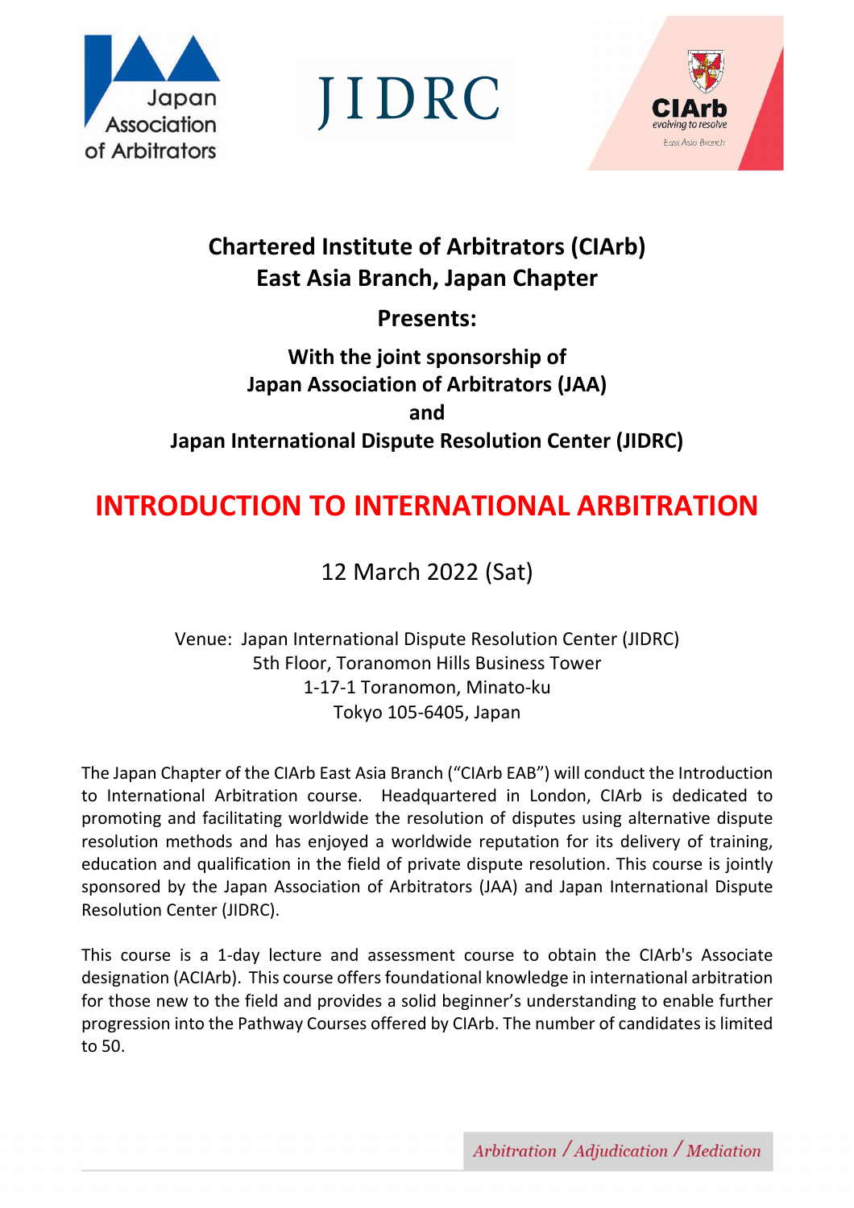Japan Association of Arbitrators

JIDRC

CIArb evolving to resolve East Asia Branch

## Chartered Institute of Arbitrators (CIArb) East Asia Branch, Japan Chapter

**Presents:**

**With the joint sponsorship of Japan Association of Arbitrators (JAA) and Japan International Dispute Resolution Center (JIDRC)**

# INTRODUCTION TO INTERNATIONAL ARBITRATION

12 March 2022 (Sat)

Venue: Japan International Dispute Resolution Center (JIDRC)
5th Floor, Toranomon Hills Business Tower
1-17-1 Toranomon, Minato-ku
Tokyo 105-6405, Japan

The Japan Chapter of the CIArb East Asia Branch ("CIArb EAB") will conduct the Introduction to International Arbitration course. Headquartered in London, CIArb is dedicated to promoting and facilitating worldwide the resolution of disputes using alternative dispute resolution methods and has enjoyed a worldwide reputation for its delivery of training, education and qualification in the field of private dispute resolution. This course is jointly sponsored by the Japan Association of Arbitrators (JAA) and Japan International Dispute Resolution Center (JIDRC).

This course is a 1-day lecture and assessment course to obtain the CIArb's Associate designation (ACIArb). This course offers foundational knowledge in international arbitration for those new to the field and provides a solid beginner's understanding to enable further progression into the Pathway Courses offered by CIArb. The number of candidates is limited to 50.

*Arbitration / Adjudication / Mediation*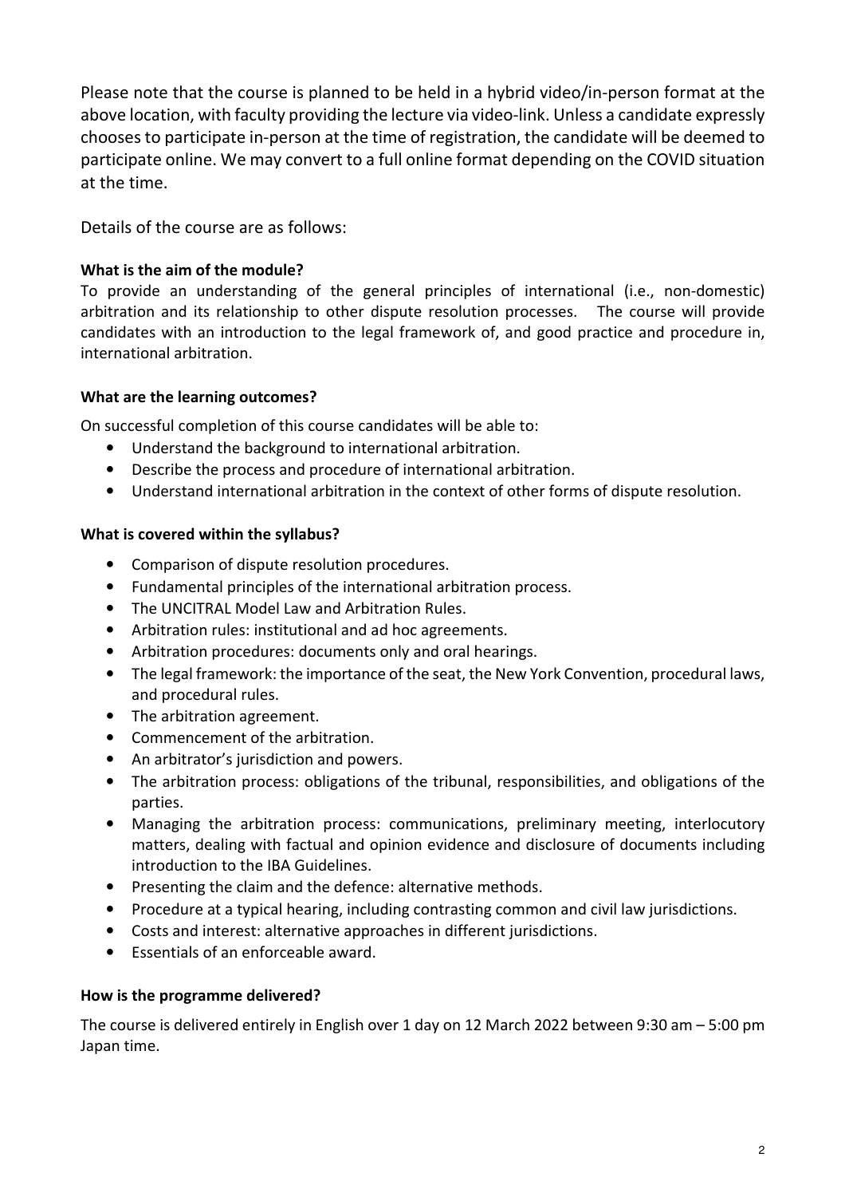Please note that the course is planned to be held in a hybrid video/in-person format at the above location, with faculty providing the lecture via video-link. Unless a candidate expressly chooses to participate in-person at the time of registration, the candidate will be deemed to participate online. We may convert to a full online format depending on the COVID situation at the time.

Details of the course are as follows:

**What is the aim of the module?**

To provide an understanding of the general principles of international (i.e., non-domestic) arbitration and its relationship to other dispute resolution processes. The course will provide candidates with an introduction to the legal framework of, and good practice and procedure in, international arbitration.

**What are the learning outcomes?**

On successful completion of this course candidates will be able to:

- Understand the background to international arbitration.
- Describe the process and procedure of international arbitration.
- Understand international arbitration in the context of other forms of dispute resolution.

**What is covered within the syllabus?**

- Comparison of dispute resolution procedures.
- Fundamental principles of the international arbitration process.
- The UNCITRAL Model Law and Arbitration Rules.
- Arbitration rules: institutional and ad hoc agreements.
- Arbitration procedures: documents only and oral hearings.
- The legal framework: the importance of the seat, the New York Convention, procedural laws, and procedural rules.
- The arbitration agreement.
- Commencement of the arbitration.
- An arbitrator's jurisdiction and powers.
- The arbitration process: obligations of the tribunal, responsibilities, and obligations of the parties.
- Managing the arbitration process: communications, preliminary meeting, interlocutory matters, dealing with factual and opinion evidence and disclosure of documents including introduction to the IBA Guidelines.
- Presenting the claim and the defence: alternative methods.
- Procedure at a typical hearing, including contrasting common and civil law jurisdictions.
- Costs and interest: alternative approaches in different jurisdictions.
- Essentials of an enforceable award.

**How is the programme delivered?**

The course is delivered entirely in English over 1 day on 12 March 2022 between 9:30 am – 5:00 pm Japan time.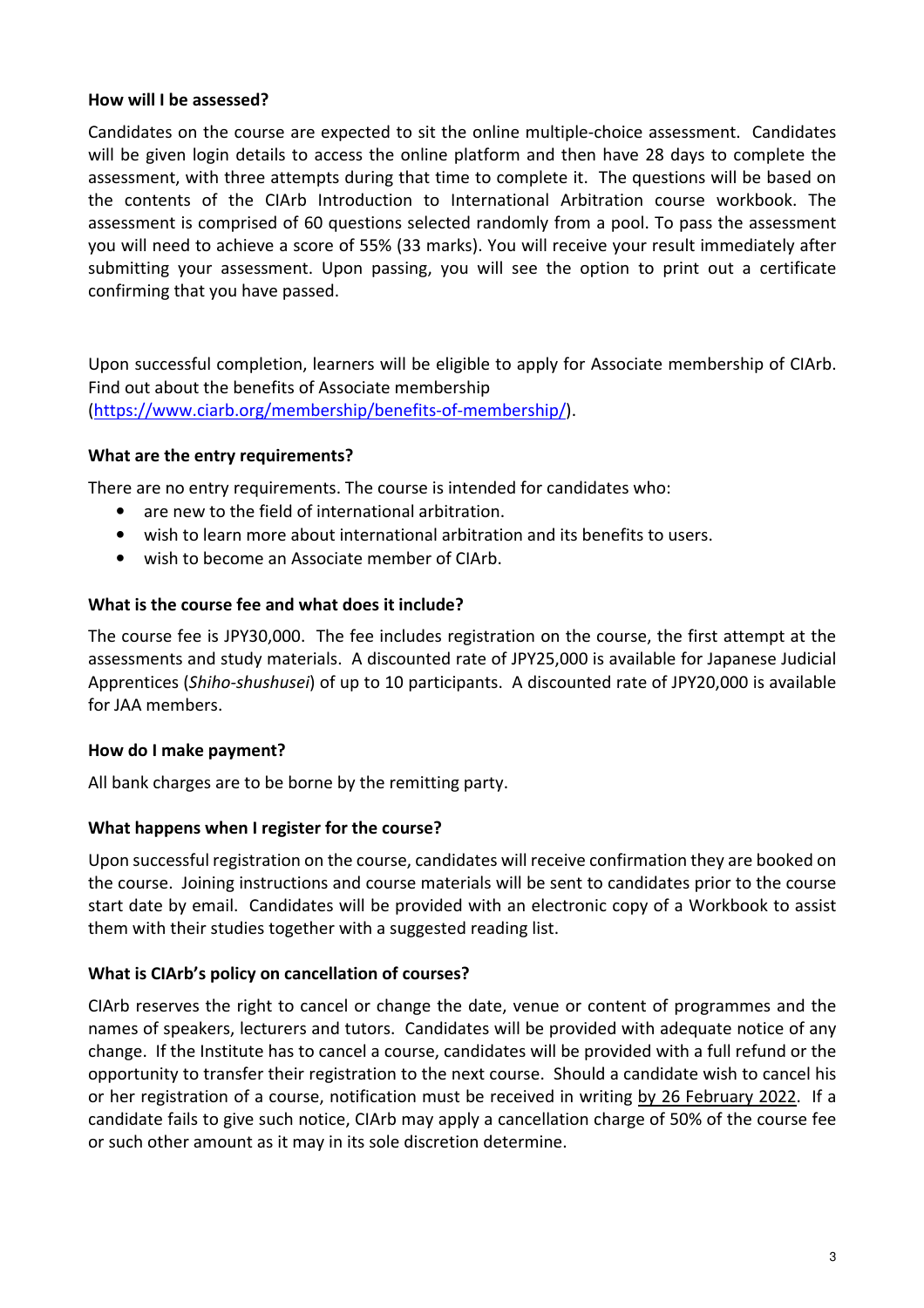**How will I be assessed?**

Candidates on the course are expected to sit the online multiple-choice assessment. Candidates will be given login details to access the online platform and then have 28 days to complete the assessment, with three attempts during that time to complete it. The questions will be based on the contents of the CIArb Introduction to International Arbitration course workbook. The assessment is comprised of 60 questions selected randomly from a pool. To pass the assessment you will need to achieve a score of 55% (33 marks). You will receive your result immediately after submitting your assessment. Upon passing, you will see the option to print out a certificate confirming that you have passed.

Upon successful completion, learners will be eligible to apply for Associate membership of CIArb. Find out about the benefits of Associate membership (https://www.ciarb.org/membership/benefits-of-membership/).

**What are the entry requirements?**

There are no entry requirements. The course is intended for candidates who:

- are new to the field of international arbitration.
- wish to learn more about international arbitration and its benefits to users.
- wish to become an Associate member of CIArb.

**What is the course fee and what does it include?**

The course fee is JPY30,000. The fee includes registration on the course, the first attempt at the assessments and study materials. A discounted rate of JPY25,000 is available for Japanese Judicial Apprentices (*Shiho-shushusei*) of up to 10 participants. A discounted rate of JPY20,000 is available for JAA members.

**How do I make payment?**

All bank charges are to be borne by the remitting party.

**What happens when I register for the course?**

Upon successful registration on the course, candidates will receive confirmation they are booked on the course. Joining instructions and course materials will be sent to candidates prior to the course start date by email. Candidates will be provided with an electronic copy of a Workbook to assist them with their studies together with a suggested reading list.

**What is CIArb's policy on cancellation of courses?**

CIArb reserves the right to cancel or change the date, venue or content of programmes and the names of speakers, lecturers and tutors. Candidates will be provided with adequate notice of any change. If the Institute has to cancel a course, candidates will be provided with a full refund or the opportunity to transfer their registration to the next course. Should a candidate wish to cancel his or her registration of a course, notification must be received in writing by 26 February 2022. If a candidate fails to give such notice, CIArb may apply a cancellation charge of 50% of the course fee or such other amount as it may in its sole discretion determine.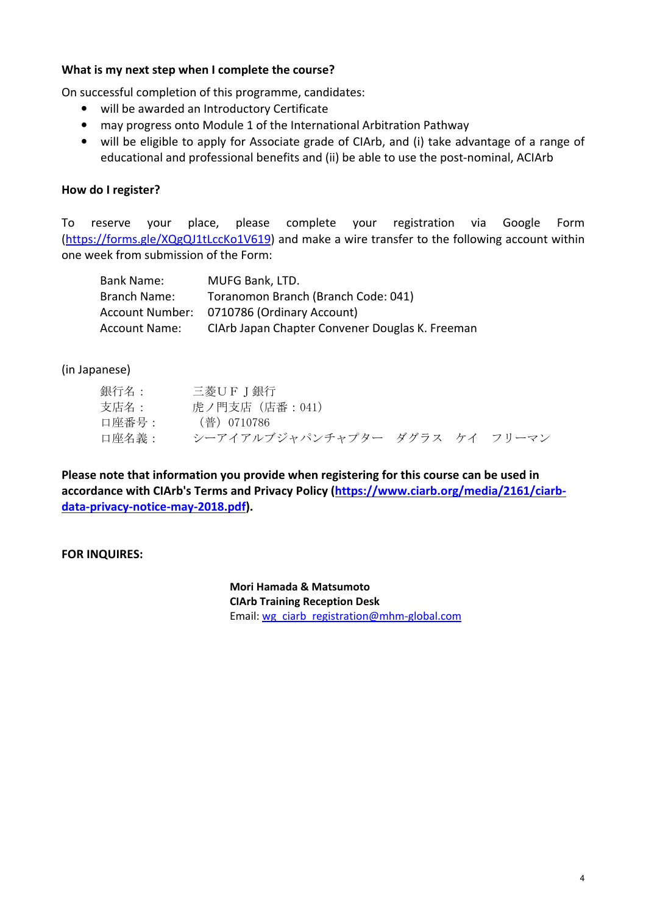**What is my next step when I complete the course?**

On successful completion of this programme, candidates:

- will be awarded an Introductory Certificate
- may progress onto Module 1 of the International Arbitration Pathway
- will be eligible to apply for Associate grade of CIArb, and (i) take advantage of a range of educational and professional benefits and (ii) be able to use the post-nominal, ACIArb

**How do I register?**

To reserve your place, please complete your registration via Google Form (https://forms.gle/XQgQJ1tLccKo1V619) and make a wire transfer to the following account within one week from submission of the Form:

| | |
|---|---|
| Bank Name: | MUFG Bank, LTD. |
| Branch Name: | Toranomon Branch (Branch Code: 041) |
| Account Number: | 0710786 (Ordinary Account) |
| Account Name: | CIArb Japan Chapter Convener Douglas K. Freeman |

(in Japanese)

| | |
|---|---|
| 銀行名： | 三菱ＵＦＪ銀行 |
| 支店名： | 虎ノ門支店（店番：041） |
| 口座番号： | （普）0710786 |
| 口座名義： | シーアイアルブジャパンチャプター　ダグラス　ケイ　フリーマン |

**Please note that information you provide when registering for this course can be used in accordance with CIArb's Terms and Privacy Policy (https://www.ciarb.org/media/2161/ciarb-data-privacy-notice-may-2018.pdf).**

**FOR INQUIRES:**

**Mori Hamada & Matsumoto**
**CIArb Training Reception Desk**
Email: wg_ciarb_registration@mhm-global.com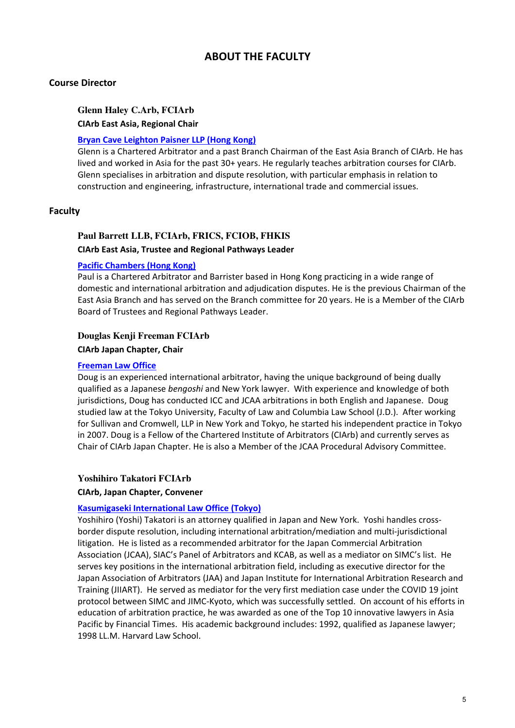# ABOUT THE FACULTY

## Course Director

### Glenn Haley C.Arb, FCIArb

**CIArb East Asia, Regional Chair**

**Bryan Cave Leighton Paisner LLP (Hong Kong)**

Glenn is a Chartered Arbitrator and a past Branch Chairman of the East Asia Branch of CIArb. He has lived and worked in Asia for the past 30+ years. He regularly teaches arbitration courses for CIArb. Glenn specialises in arbitration and dispute resolution, with particular emphasis in relation to construction and engineering, infrastructure, international trade and commercial issues.

## Faculty

### Paul Barrett LLB, FCIArb, FRICS, FCIOB, FHKIS

**CIArb East Asia, Trustee and Regional Pathways Leader**

**Pacific Chambers (Hong Kong)**

Paul is a Chartered Arbitrator and Barrister based in Hong Kong practicing in a wide range of domestic and international arbitration and adjudication disputes. He is the previous Chairman of the East Asia Branch and has served on the Branch committee for 20 years. He is a Member of the CIArb Board of Trustees and Regional Pathways Leader.

### Douglas Kenji Freeman FCIArb

**CIArb Japan Chapter, Chair**

**Freeman Law Office**

Doug is an experienced international arbitrator, having the unique background of being dually qualified as a Japanese *bengoshi* and New York lawyer. With experience and knowledge of both jurisdictions, Doug has conducted ICC and JCAA arbitrations in both English and Japanese. Doug studied law at the Tokyo University, Faculty of Law and Columbia Law School (J.D.). After working for Sullivan and Cromwell, LLP in New York and Tokyo, he started his independent practice in Tokyo in 2007. Doug is a Fellow of the Chartered Institute of Arbitrators (CIArb) and currently serves as Chair of CIArb Japan Chapter. He is also a Member of the JCAA Procedural Advisory Committee.

### Yoshihiro Takatori FCIArb

**CIArb, Japan Chapter, Convener**

**Kasumigaseki International Law Office (Tokyo)**

Yoshihiro (Yoshi) Takatori is an attorney qualified in Japan and New York. Yoshi handles cross-border dispute resolution, including international arbitration/mediation and multi-jurisdictional litigation. He is listed as a recommended arbitrator for the Japan Commercial Arbitration Association (JCAA), SIAC's Panel of Arbitrators and KCAB, as well as a mediator on SIMC's list. He serves key positions in the international arbitration field, including as executive director for the Japan Association of Arbitrators (JAA) and Japan Institute for International Arbitration Research and Training (JIIART). He served as mediator for the very first mediation case under the COVID 19 joint protocol between SIMC and JIMC-Kyoto, which was successfully settled. On account of his efforts in education of arbitration practice, he was awarded as one of the Top 10 innovative lawyers in Asia Pacific by Financial Times. His academic background includes: 1992, qualified as Japanese lawyer; 1998 LL.M. Harvard Law School.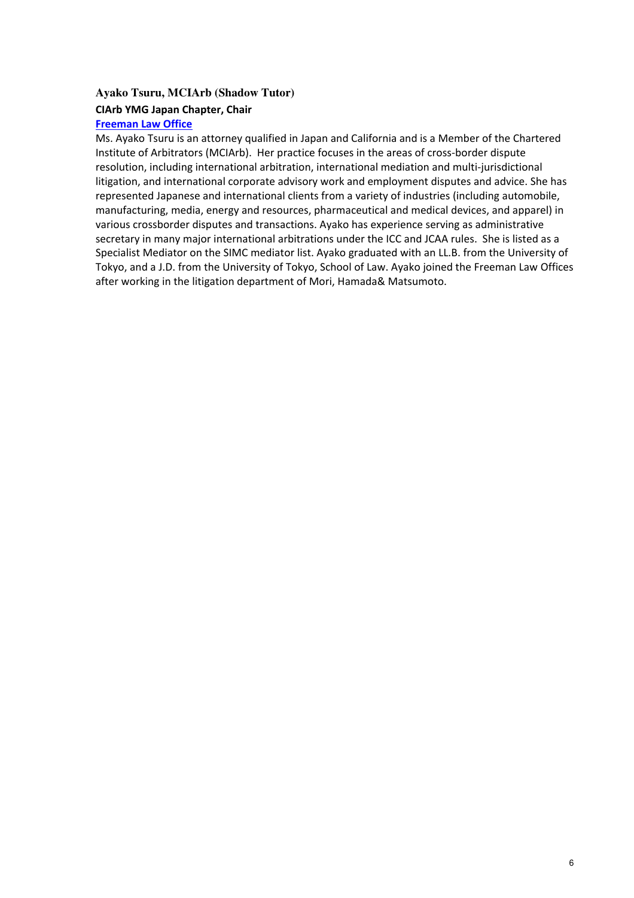**Ayako Tsuru, MCIArb (Shadow Tutor)**

**CIArb YMG Japan Chapter, Chair**

**Freeman Law Office**

Ms. Ayako Tsuru is an attorney qualified in Japan and California and is a Member of the Chartered Institute of Arbitrators (MCIArb). Her practice focuses in the areas of cross-border dispute resolution, including international arbitration, international mediation and multi-jurisdictional litigation, and international corporate advisory work and employment disputes and advice. She has represented Japanese and international clients from a variety of industries (including automobile, manufacturing, media, energy and resources, pharmaceutical and medical devices, and apparel) in various crossborder disputes and transactions. Ayako has experience serving as administrative secretary in many major international arbitrations under the ICC and JCAA rules. She is listed as a Specialist Mediator on the SIMC mediator list. Ayako graduated with an LL.B. from the University of Tokyo, and a J.D. from the University of Tokyo, School of Law. Ayako joined the Freeman Law Offices after working in the litigation department of Mori, Hamada& Matsumoto.